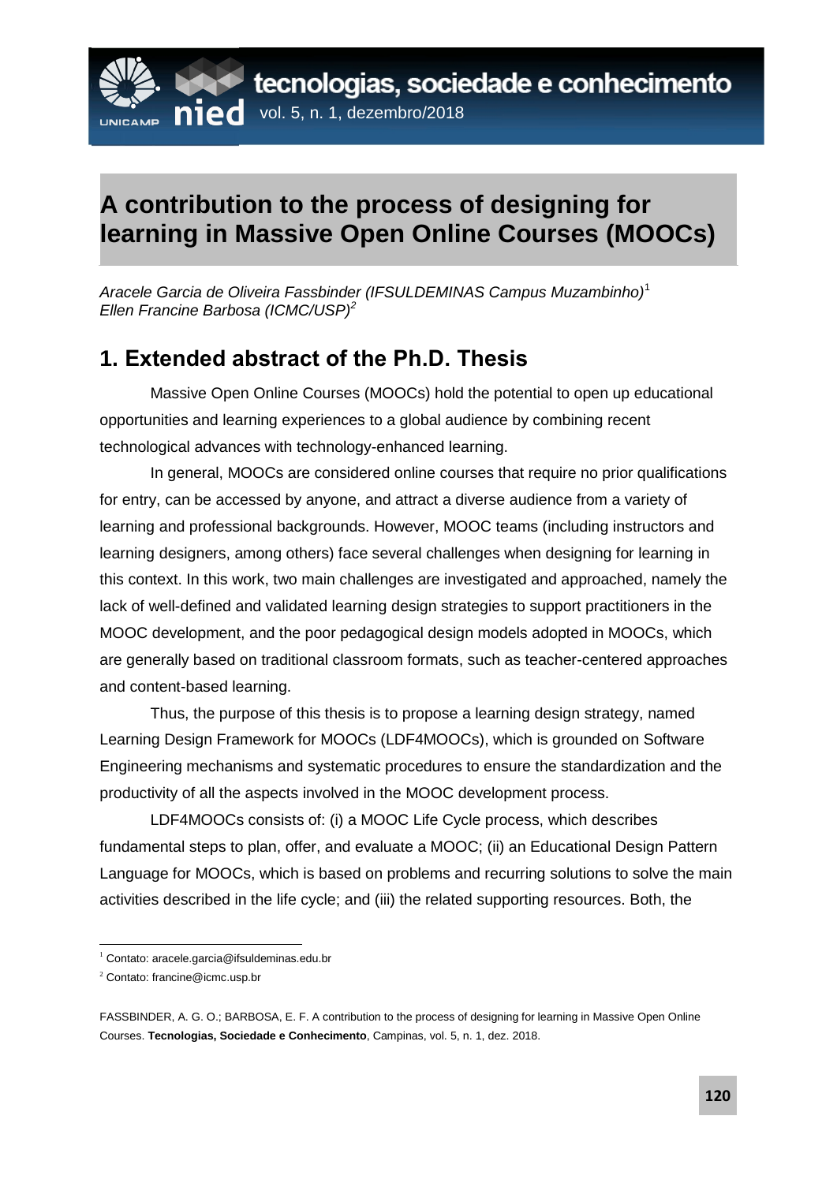#  A contribution to the process of designing for learning in Massive Open Online Courses (MOOCs)

*Aracele Garcia de Oliveira Fassbinder (IFSULDEMINAS Campus Muzambinho)*[1]
*Ellen Francine Barbosa (ICMC/USP)*[2]

## 1. Extended abstract of the Ph.D. Thesis

Massive Open Online Courses (MOOCs) hold the potential to open up educational opportunities and learning experiences to a global audience by combining recent technological advances with technology-enhanced learning.

In general, MOOCs are considered online courses that require no prior qualifications for entry, can be accessed by anyone, and attract a diverse audience from a variety of learning and professional backgrounds. However, MOOC teams (including instructors and learning designers, among others) face several challenges when designing for learning in this context. In this work, two main challenges are investigated and approached, namely the lack of well-defined and validated learning design strategies to support practitioners in the MOOC development, and the poor pedagogical design models adopted in MOOCs, which are generally based on traditional classroom formats, such as teacher-centered approaches and content-based learning.

Thus, the purpose of this thesis is to propose a learning design strategy, named Learning Design Framework for MOOCs (LDF4MOOCs), which is grounded on Software Engineering mechanisms and systematic procedures to ensure the standardization and the productivity of all the aspects involved in the MOOC development process.

LDF4MOOCs consists of: (i) a MOOC Life Cycle process, which describes fundamental steps to plan, offer, and evaluate a MOOC; (ii) an Educational Design Pattern Language for MOOCs, which is based on problems and recurring solutions to solve the main activities described in the life cycle; and (iii) the related supporting resources. Both, the

---

[1] Contato: aracele.garcia@ifsuldeminas.edu.br

[2] Contato: francine@icmc.usp.br

FASSBINDER, A. G. O.; BARBOSA, E. F. A contribution to the process of designing for learning in Massive Open Online Courses. **Tecnologias, Sociedade e Conhecimento**, Campinas, vol. 5, n. 1, dez. 2018.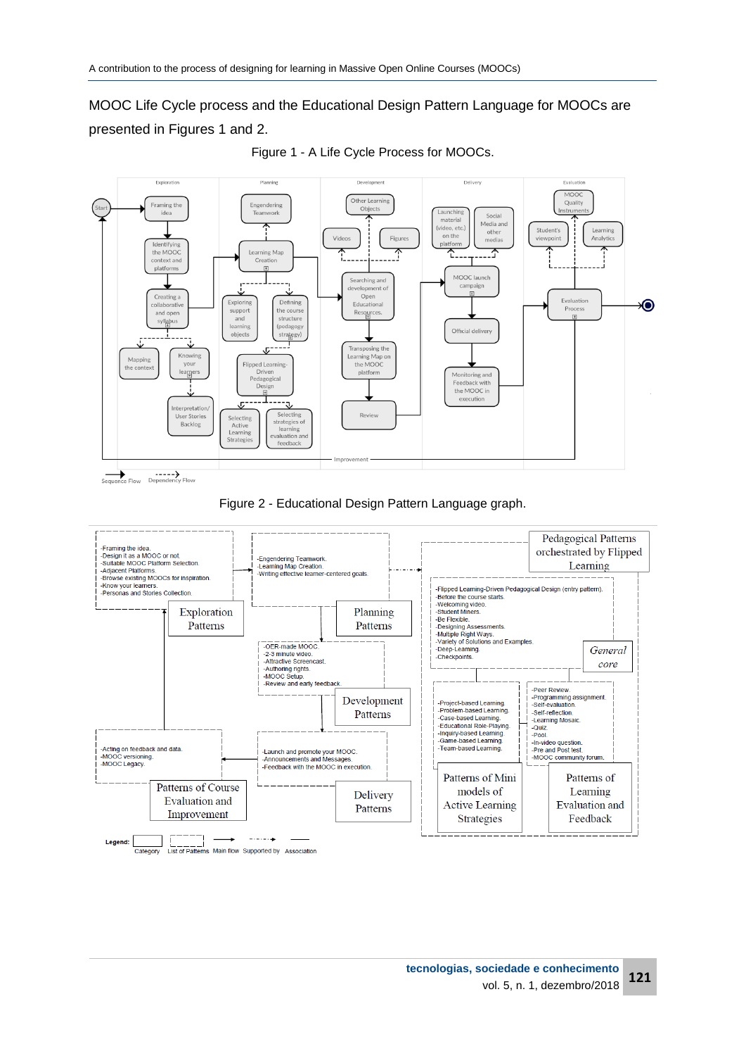MOOC Life Cycle process and the Educational Design Pattern Language for MOOCs are presented in Figures 1 and 2.

Figure 1 - A Life Cycle Process for MOOCs.

Figure 2 - Educational Design Pattern Language graph.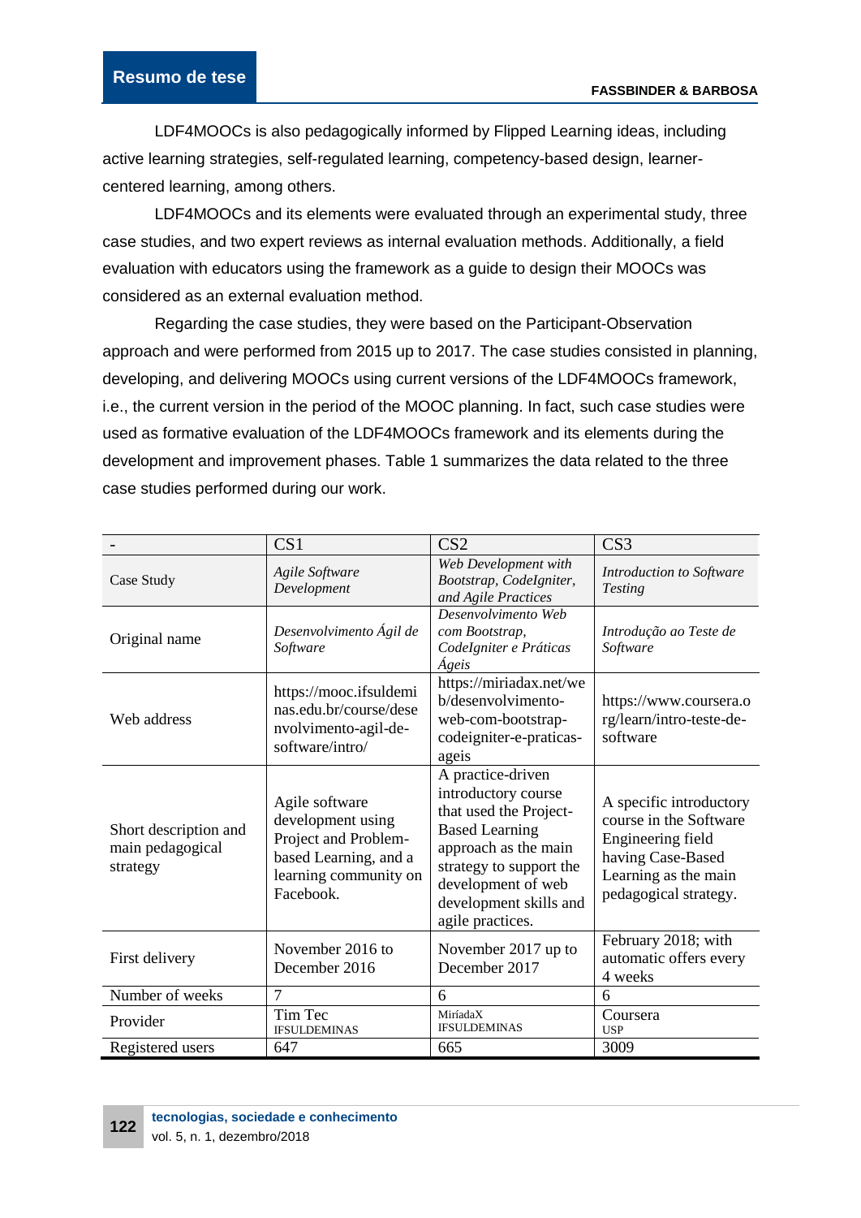LDF4MOOCs is also pedagogically informed by Flipped Learning ideas, including active learning strategies, self-regulated learning, competency-based design, learner-centered learning, among others.

LDF4MOOCs and its elements were evaluated through an experimental study, three case studies, and two expert reviews as internal evaluation methods. Additionally, a field evaluation with educators using the framework as a guide to design their MOOCs was considered as an external evaluation method.

Regarding the case studies, they were based on the Participant-Observation approach and were performed from 2015 up to 2017. The case studies consisted in planning, developing, and delivering MOOCs using current versions of the LDF4MOOCs framework, i.e., the current version in the period of the MOOC planning. In fact, such case studies were used as formative evaluation of the LDF4MOOCs framework and its elements during the development and improvement phases. Table 1 summarizes the data related to the three case studies performed during our work.

| - | CS1 | CS2 | CS3 |
|---|---|---|---|
| Case Study | *Agile Software Development* | *Web Development with Bootstrap, CodeIgniter, and Agile Practices* | *Introduction to Software Testing* |
| Original name | *Desenvolvimento Ágil de Software* | *Desenvolvimento Web com Bootstrap, CodeIgniter e Práticas Ágeis* | *Introdução ao Teste de Software* |
| Web address | https://mooc.ifsuldeminas.edu.br/course/desenvolvimento-agil-de-software/intro/ | https://miriadax.net/web/desenvolvimento-web-com-bootstrap-codeigniter-e-praticas-ageis | https://www.coursera.org/learn/intro-teste-de-software |
| Short description and main pedagogical strategy | Agile software development using Project and Problem-based Learning, and a learning community on Facebook. | A practice-driven introductory course that used the Project-Based Learning approach as the main strategy to support the development of web development skills and agile practices. | A specific introductory course in the Software Engineering field having Case-Based Learning as the main pedagogical strategy. |
| First delivery | November 2016 to December 2016 | November 2017 up to December 2017 | February 2018; with automatic offers every 4 weeks |
| Number of weeks | 7 | 6 | 6 |
| Provider | Tim Tec IFSULDEMINAS | MiríadaX IFSULDEMINAS | Coursera USP |
| Registered users | 647 | 665 | 3009 |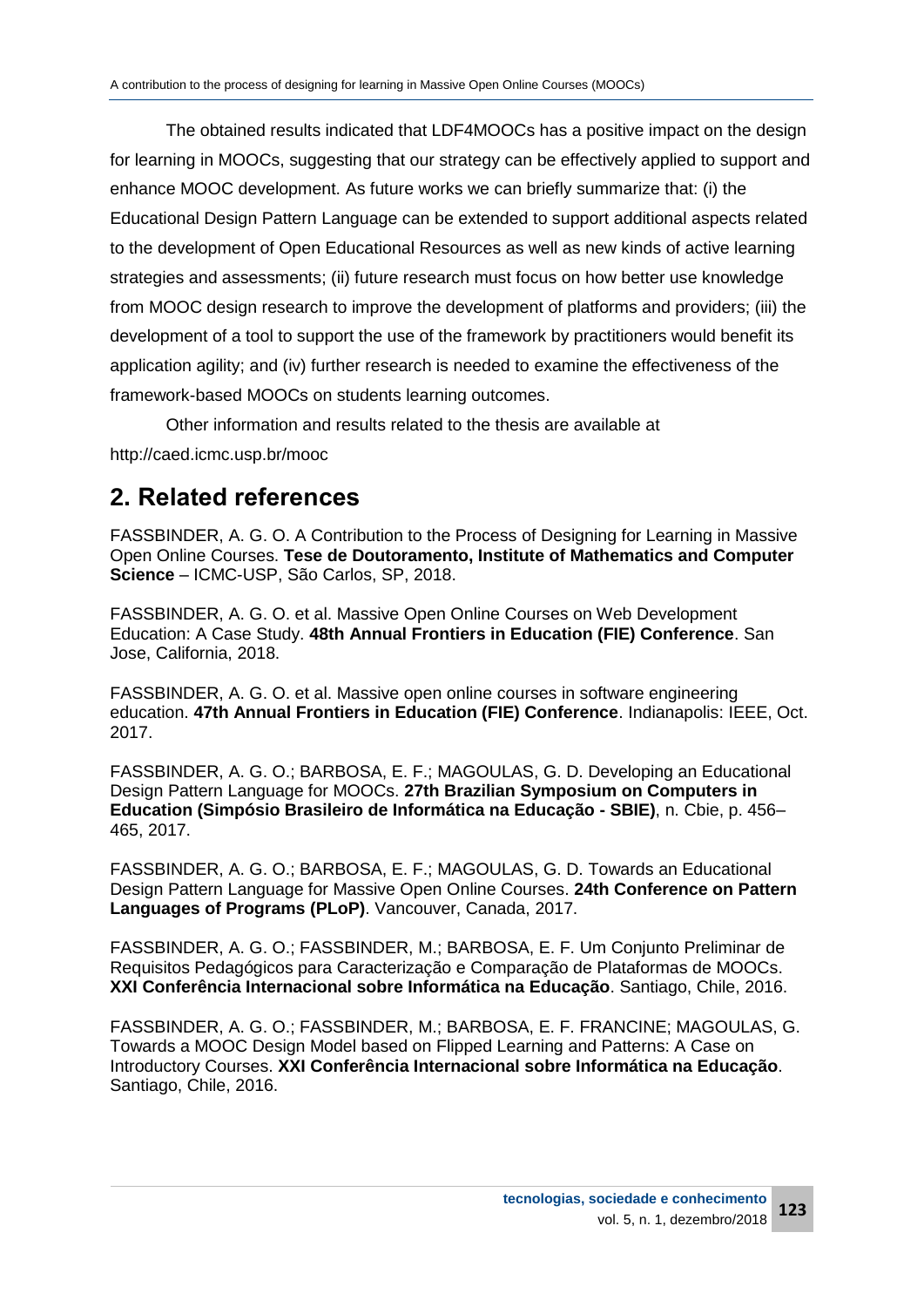The obtained results indicated that LDF4MOOCs has a positive impact on the design for learning in MOOCs, suggesting that our strategy can be effectively applied to support and enhance MOOC development. As future works we can briefly summarize that: (i) the Educational Design Pattern Language can be extended to support additional aspects related to the development of Open Educational Resources as well as new kinds of active learning strategies and assessments; (ii) future research must focus on how better use knowledge from MOOC design research to improve the development of platforms and providers; (iii) the development of a tool to support the use of the framework by practitioners would benefit its application agility; and (iv) further research is needed to examine the effectiveness of the framework-based MOOCs on students learning outcomes.

Other information and results related to the thesis are available at http://caed.icmc.usp.br/mooc

## 2. Related references

FASSBINDER, A. G. O. A Contribution to the Process of Designing for Learning in Massive Open Online Courses. **Tese de Doutoramento, Institute of Mathematics and Computer Science** – ICMC-USP, São Carlos, SP, 2018.

FASSBINDER, A. G. O. et al. Massive Open Online Courses on Web Development Education: A Case Study. **48th Annual Frontiers in Education (FIE) Conference**. San Jose, California, 2018.

FASSBINDER, A. G. O. et al. Massive open online courses in software engineering education. **47th Annual Frontiers in Education (FIE) Conference**. Indianapolis: IEEE, Oct. 2017.

FASSBINDER, A. G. O.; BARBOSA, E. F.; MAGOULAS, G. D. Developing an Educational Design Pattern Language for MOOCs. **27th Brazilian Symposium on Computers in Education (Simpósio Brasileiro de Informática na Educação - SBIE)**, n. Cbie, p. 456–465, 2017.

FASSBINDER, A. G. O.; BARBOSA, E. F.; MAGOULAS, G. D. Towards an Educational Design Pattern Language for Massive Open Online Courses. **24th Conference on Pattern Languages of Programs (PLoP)**. Vancouver, Canada, 2017.

FASSBINDER, A. G. O.; FASSBINDER, M.; BARBOSA, E. F. Um Conjunto Preliminar de Requisitos Pedagógicos para Caracterização e Comparação de Plataformas de MOOCs. **XXI Conferência Internacional sobre Informática na Educação**. Santiago, Chile, 2016.

FASSBINDER, A. G. O.; FASSBINDER, M.; BARBOSA, E. F. FRANCINE; MAGOULAS, G. Towards a MOOC Design Model based on Flipped Learning and Patterns: A Case on Introductory Courses. **XXI Conferência Internacional sobre Informática na Educação**. Santiago, Chile, 2016.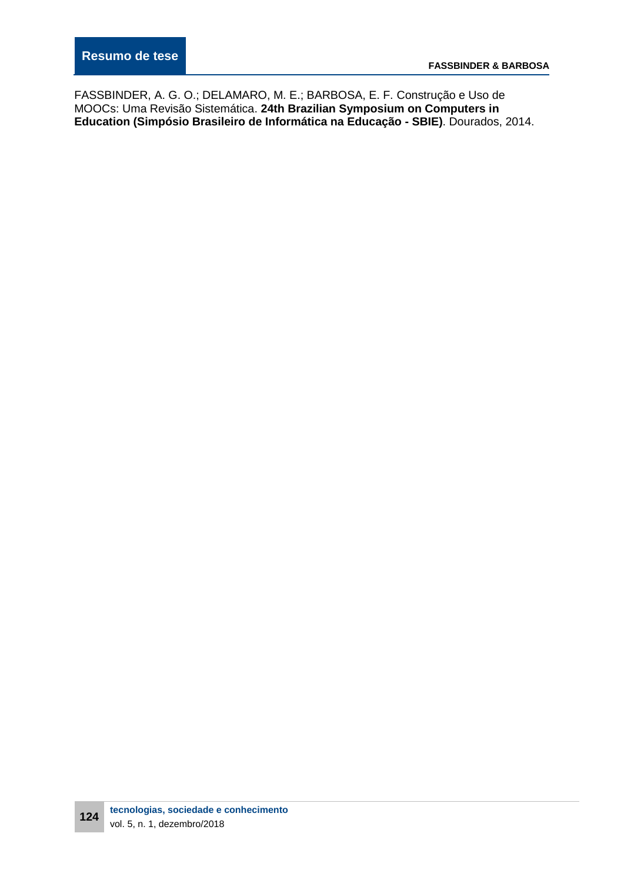FASSBINDER, A. G. O.; DELAMARO, M. E.; BARBOSA, E. F. Construção e Uso de MOOCs: Uma Revisão Sistemática. **24th Brazilian Symposium on Computers in Education (Simpósio Brasileiro de Informática na Educação - SBIE)**. Dourados, 2014.